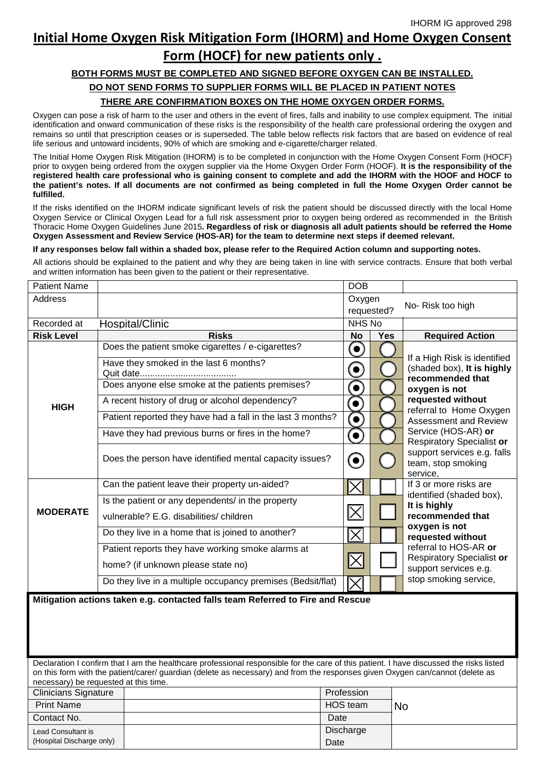IHORM IG approved 298

# Initial Home Oxygen Risk Mitigation Form (IHORM) and Home Oxygen Consent Form (HOCF) for new patients only .

**BOTH FORMS MUST BE COMPLETED AND SIGNED BEFORE OXYGEN CAN BE INSTALLED.**

**DO NOT SEND FORMS TO SUPPLIER FORMS WILL BE PLACED IN PATIENT NOTES**

**THERE ARE CONFIRMATION BOXES ON THE HOME OXYGEN ORDER FORMS.**

Oxygen can pose a risk of harm to the user and others in the event of fires, falls and inability to use complex equipment. The initial identification and onward communication of these risks is the responsibility of the health care professional ordering the oxygen and remains so until that prescription ceases or is superseded. The table below reflects risk factors that are based on evidence of real life serious and untoward incidents, 90% of which are smoking and e-cigarette/charger related.

The Initial Home Oxygen Risk Mitigation (IHORM) is to be completed in conjunction with the Home Oxygen Consent Form (HOCF) prior to oxygen being ordered from the oxygen supplier via the Home Oxygen Order Form (HOOF). **It is the responsibility of the registered health care professional who is gaining consent to complete and add the IHORM with the HOOF and HOCF to the patient's notes. If all documents are not confirmed as being completed in full the Home Oxygen Order cannot be fulfilled.**

If the risks identified on the IHORM indicate significant levels of risk the patient should be discussed directly with the local Home Oxygen Service or Clinical Oxygen Lead for a full risk assessment prior to oxygen being ordered as recommended in the British Thoracic Home Oxygen Guidelines June 2015**. Regardless of risk or diagnosis all adult patients should be referred the Home Oxygen Assessment and Review Service (HOS-AR) for the team to determine next steps if deemed relevant.**

**If any responses below fall within a shaded box, please refer to the Required Action column and supporting notes.**

All actions should be explained to the patient and why they are being taken in line with service contracts. Ensure that both verbal and written information has been given to the patient or their representative.

| Patient Name | | DOB | | |
|---|---|---|---|---|
| Address | | Oxygen requested? | | No- Risk too high |
| Recorded at | Hospital/Clinic | NHS No | | |
| **Risk Level** | **Risks** | **No** | **Yes** | **Required Action** |
| **HIGH** | Does the patient smoke cigarettes / e-cigarettes? | ◉ | ◯ | If a High Risk is identified (shaded box), **It is highly recommended that oxygen is not requested without** referral to Home Oxygen Assessment and Review Service (HOS-AR) **or** Respiratory Specialist **or** support services e.g. falls team, stop smoking service, |
| | Have they smoked in the last 6 months? Quit date..................................... | ◉ | ◯ | |
| | Does anyone else smoke at the patients premises? | ◉ | ◯ | |
| | A recent history of drug or alcohol dependency? | ◉ | ◯ | |
| | Patient reported they have had a fall in the last 3 months? | ◉ | ◯ | |
| | Have they had previous burns or fires in the home? | ◉ | ◯ | |
| | Does the person have identified mental capacity issues? | ◉ | ◯ | |
| **MODERATE** | Can the patient leave their property un-aided? | ☒ | ☐ | If 3 or more risks are identified (shaded box), **It is highly recommended that oxygen is not requested without** referral to HOS-AR **or** Respiratory Specialist **or** support services e.g. stop smoking service, |
| | Is the patient or any dependents/ in the property vulnerable? E.G. disabilities/ children | ☒ | ☐ | |
| | Do they live in a home that is joined to another? | ☒ | ☐ | |
| | Patient reports they have working smoke alarms at home? (if unknown please state no) | ☒ | ☐ | |
| | Do they live in a multiple occupancy premises (Bedsit/flat) | ☒ | ☐ | |

**Mitigation actions taken e.g. contacted falls team Referred to Fire and Rescue**

Declaration I confirm that I am the healthcare professional responsible for the care of this patient. I have discussed the risks listed on this form with the patient/carer/ guardian (delete as necessary) and from the responses given Oxygen can/cannot (delete as necessary) be requested at this time.

| Clinicians Signature | | Profession | |
|---|---|---|---|
| Print Name | | HOS team | No |
| Contact No. | | Date | |
| Lead Consultant is (Hospital Discharge only) | | Discharge Date | |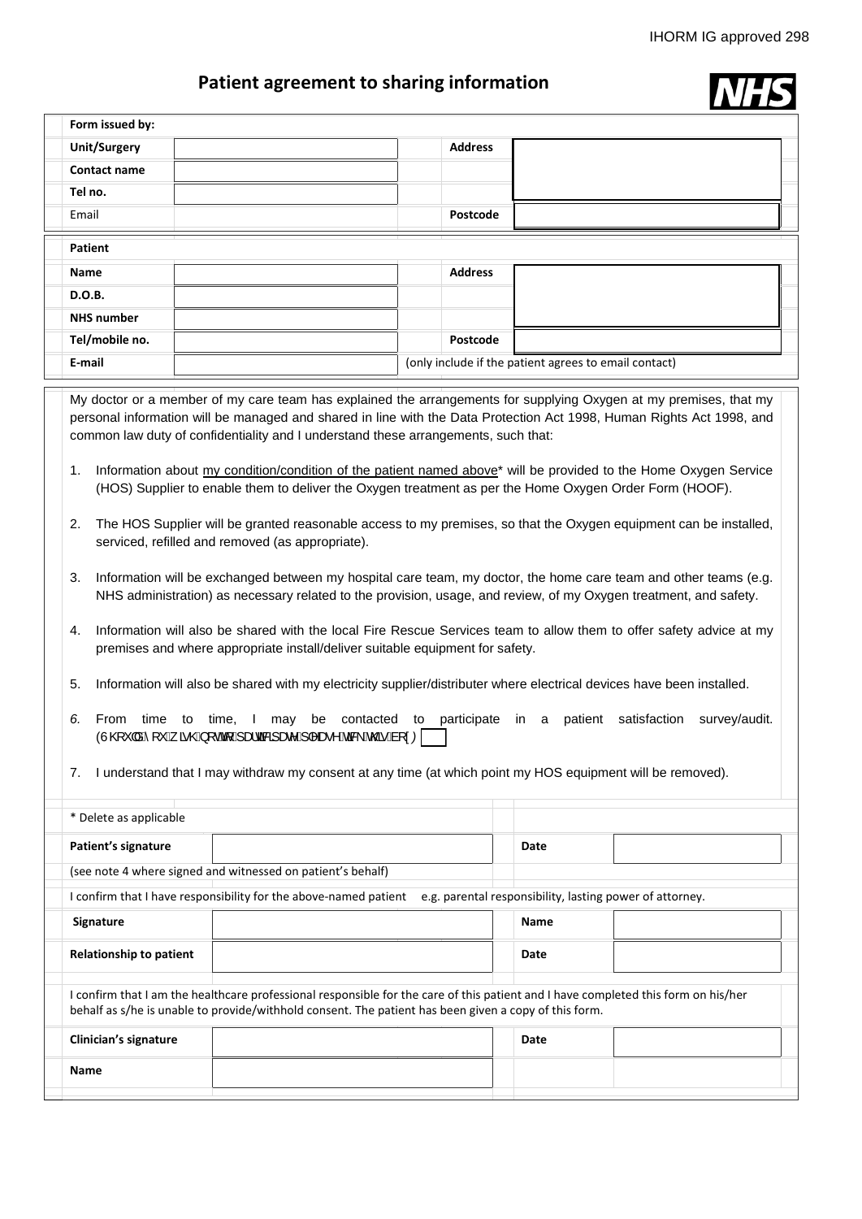IHORM IG approved 298

# Patient agreement to sharing information

| Form issued by: | | | |
|---|---|---|---|
| **Unit/Surgery** | | **Address** | |
| **Contact name** | | | |
| **Tel no.** | | | |
| Email | | **Postcode** | |

| **Patient** | | | |
|---|---|---|---|
| **Name** | | **Address** | |
| **D.O.B.** | | | |
| **NHS number** | | | |
| **Tel/mobile no.** | | **Postcode** | |
| **E-mail** | | (only include if the patient agrees to email contact) | |

My doctor or a member of my care team has explained the arrangements for supplying Oxygen at my premises, that my personal information will be managed and shared in line with the Data Protection Act 1998, Human Rights Act 1998, and common law duty of confidentiality and I understand these arrangements, such that:

1. Information about my condition/condition of the patient named above* will be provided to the Home Oxygen Service (HOS) Supplier to enable them to deliver the Oxygen treatment as per the Home Oxygen Order Form (HOOF).

2. The HOS Supplier will be granted reasonable access to my premises, so that the Oxygen equipment can be installed, serviced, refilled and removed (as appropriate).

3. Information will be exchanged between my hospital care team, my doctor, the home care team and other teams (e.g. NHS administration) as necessary related to the provision, usage, and review, of my Oxygen treatment, and safety.

4. Information will also be shared with the local Fire Rescue Services team to allow them to offer safety advice at my premises and where appropriate install/deliver suitable equipment for safety.

5. Information will also be shared with my electricity supplier/distributer where electrical devices have been installed.

6. From time to time, I may be contacted to participate in a patient satisfaction survey/audit. (6KRXOG\RXZLVKQRWWRSDUWLFLSDWHSOHDVHWLFNWKLVER[) ☐

7. I understand that I may withdraw my consent at any time (at which point my HOS equipment will be removed).

\* Delete as applicable

| **Patient's signature** | | **Date** | |
|---|---|---|---|

(see note 4 where signed and witnessed on patient's behalf)

I confirm that I have responsibility for the above-named patient e.g. parental responsibility, lasting power of attorney.

| **Signature** | | **Name** | |
|---|---|---|---|
| **Relationship to patient** | | **Date** | |

I confirm that I am the healthcare professional responsible for the care of this patient and I have completed this form on his/her behalf as s/he is unable to provide/withhold consent. The patient has been given a copy of this form.

| **Clinician's signature** | | **Date** | |
|---|---|---|---|
| **Name** | | | |